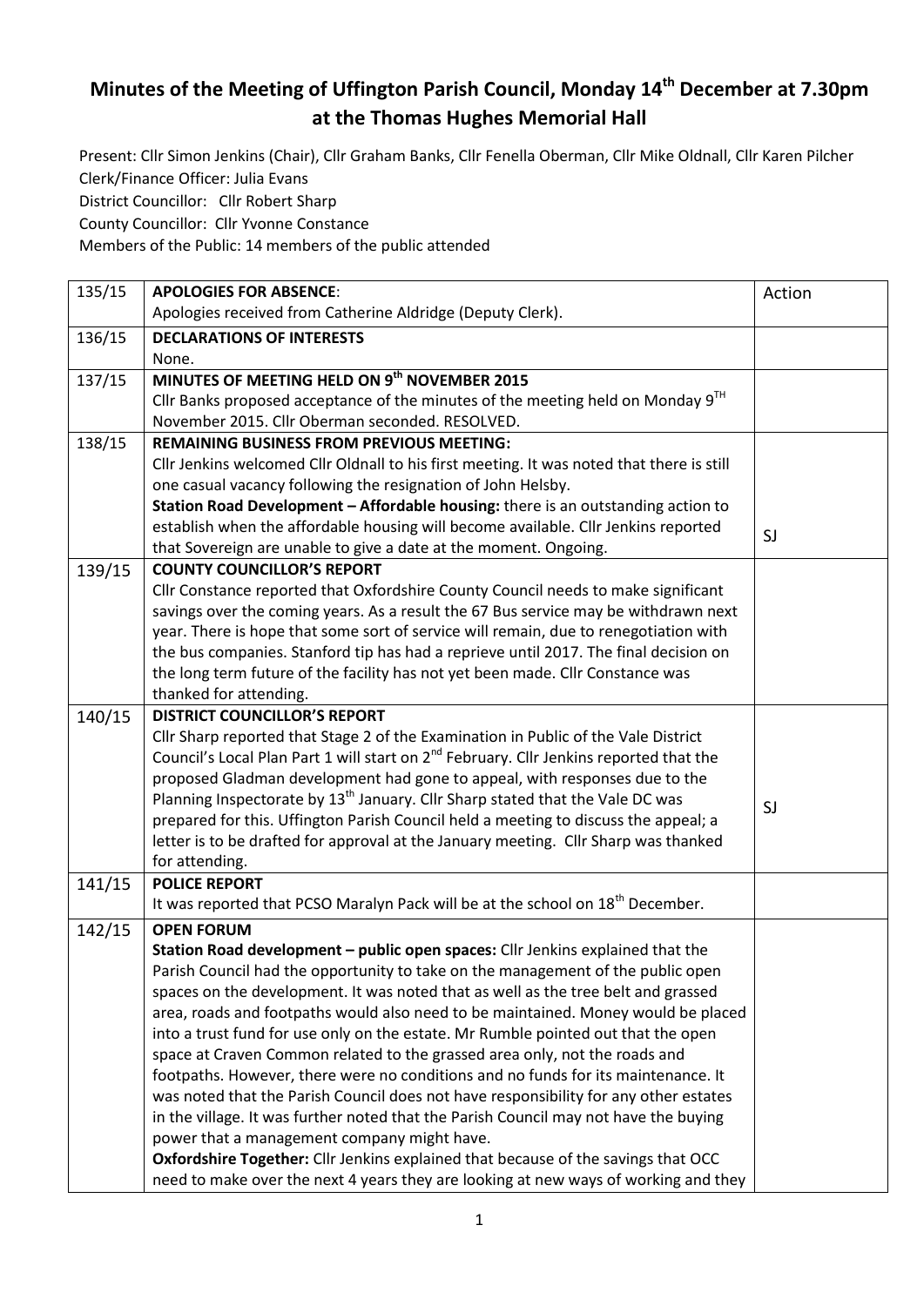# Minutes of the Meeting of Uffington Parish Council, Monday 14th December at 7.30pm at the Thomas Hughes Memorial Hall

Present: Cllr Simon Jenkins (Chair), Cllr Graham Banks, Cllr Fenella Oberman, Cllr Mike Oldnall, Cllr Karen Pilcher
Clerk/Finance Officer: Julia Evans
District Councillor: Cllr Robert Sharp
County Councillor: Cllr Yvonne Constance
Members of the Public: 14 members of the public attended

| | | |
|---|---|---|
| 135/15 | **APOLOGIES FOR ABSENCE**:<br>Apologies received from Catherine Aldridge (Deputy Clerk). | Action |
| 136/15 | **DECLARATIONS OF INTERESTS**<br>None. | |
| 137/15 | **MINUTES OF MEETING HELD ON 9th NOVEMBER 2015**<br>Cllr Banks proposed acceptance of the minutes of the meeting held on Monday 9TH November 2015. Cllr Oberman seconded. RESOLVED. | |
| 138/15 | **REMAINING BUSINESS FROM PREVIOUS MEETING:**<br>Cllr Jenkins welcomed Cllr Oldnall to his first meeting. It was noted that there is still one casual vacancy following the resignation of John Helsby.<br>**Station Road Development – Affordable housing:** there is an outstanding action to establish when the affordable housing will become available. Cllr Jenkins reported that Sovereign are unable to give a date at the moment. Ongoing. | SJ |
| 139/15 | **COUNTY COUNCILLOR'S REPORT**<br>Cllr Constance reported that Oxfordshire County Council needs to make significant savings over the coming years. As a result the 67 Bus service may be withdrawn next year. There is hope that some sort of service will remain, due to renegotiation with the bus companies. Stanford tip has had a reprieve until 2017. The final decision on the long term future of the facility has not yet been made. Cllr Constance was thanked for attending. | |
| 140/15 | **DISTRICT COUNCILLOR'S REPORT**<br>Cllr Sharp reported that Stage 2 of the Examination in Public of the Vale District Council's Local Plan Part 1 will start on 2nd February. Cllr Jenkins reported that the proposed Gladman development had gone to appeal, with responses due to the Planning Inspectorate by 13th January. Cllr Sharp stated that the Vale DC was prepared for this. Uffington Parish Council held a meeting to discuss the appeal; a letter is to be drafted for approval at the January meeting. Cllr Sharp was thanked for attending. | SJ |
| 141/15 | **POLICE REPORT**<br>It was reported that PCSO Maralyn Pack will be at the school on 18th December. | |
| 142/15 | **OPEN FORUM**<br>**Station Road development – public open spaces:** Cllr Jenkins explained that the Parish Council had the opportunity to take on the management of the public open spaces on the development. It was noted that as well as the tree belt and grassed area, roads and footpaths would also need to be maintained. Money would be placed into a trust fund for use only on the estate. Mr Rumble pointed out that the open space at Craven Common related to the grassed area only, not the roads and footpaths. However, there were no conditions and no funds for its maintenance. It was noted that the Parish Council does not have responsibility for any other estates in the village. It was further noted that the Parish Council may not have the buying power that a management company might have.<br>**Oxfordshire Together:** Cllr Jenkins explained that because of the savings that OCC need to make over the next 4 years they are looking at new ways of working and they | |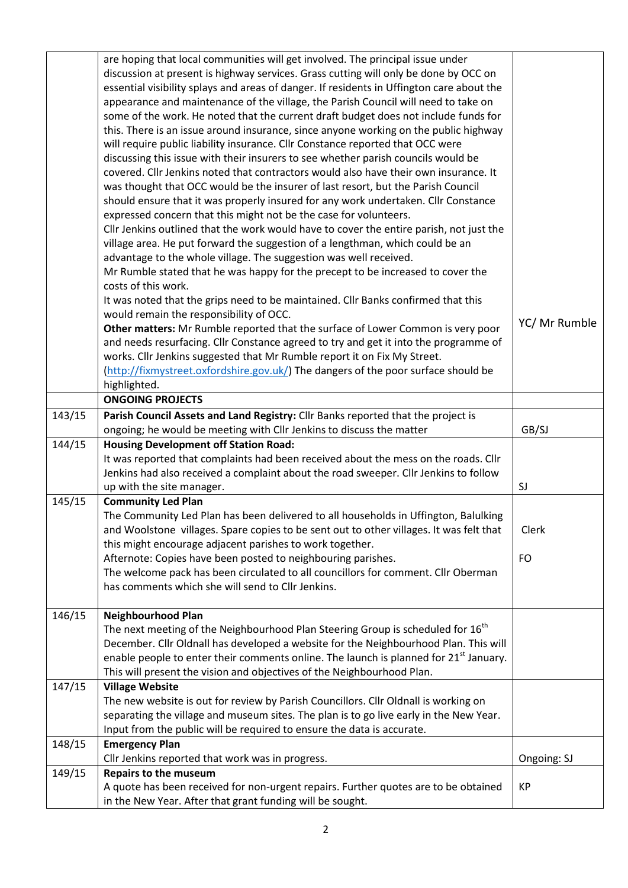| | | |
|---|---|---|
| | are hoping that local communities will get involved. The principal issue under discussion at present is highway services. Grass cutting will only be done by OCC on essential visibility splays and areas of danger. If residents in Uffington care about the appearance and maintenance of the village, the Parish Council will need to take on some of the work. He noted that the current draft budget does not include funds for this. There is an issue around insurance, since anyone working on the public highway will require public liability insurance. Cllr Constance reported that OCC were discussing this issue with their insurers to see whether parish councils would be covered. Cllr Jenkins noted that contractors would also have their own insurance. It was thought that OCC would be the insurer of last resort, but the Parish Council should ensure that it was properly insured for any work undertaken. Cllr Constance expressed concern that this might not be the case for volunteers.<br>Cllr Jenkins outlined that the work would have to cover the entire parish, not just the village area. He put forward the suggestion of a lengthman, which could be an advantage to the whole village. The suggestion was well received.<br>Mr Rumble stated that he was happy for the precept to be increased to cover the costs of this work.<br>It was noted that the grips need to be maintained. Cllr Banks confirmed that this would remain the responsibility of OCC.<br>**Other matters:** Mr Rumble reported that the surface of Lower Common is very poor and needs resurfacing. Cllr Constance agreed to try and get it into the programme of works. Cllr Jenkins suggested that Mr Rumble report it on Fix My Street. (http://fixmystreet.oxfordshire.gov.uk/) The dangers of the poor surface should be highlighted. | YC/ Mr Rumble |
| | **ONGOING PROJECTS** | |
| 143/15 | **Parish Council Assets and Land Registry:** Cllr Banks reported that the project is ongoing; he would be meeting with Cllr Jenkins to discuss the matter | GB/SJ |
| 144/15 | **Housing Development off Station Road:**<br>It was reported that complaints had been received about the mess on the roads. Cllr Jenkins had also received a complaint about the road sweeper. Cllr Jenkins to follow up with the site manager. | SJ |
| 145/15 | **Community Led Plan**<br>The Community Led Plan has been delivered to all households in Uffington, Balulking and Woolstone villages. Spare copies to be sent out to other villages. It was felt that this might encourage adjacent parishes to work together.<br>Afternote: Copies have been posted to neighbouring parishes.<br>The welcome pack has been circulated to all councillors for comment. Cllr Oberman has comments which she will send to Cllr Jenkins. | Clerk<br><br>FO |
| 146/15 | **Neighbourhood Plan**<br>The next meeting of the Neighbourhood Plan Steering Group is scheduled for 16th December. Cllr Oldnall has developed a website for the Neighbourhood Plan. This will enable people to enter their comments online. The launch is planned for 21st January. This will present the vision and objectives of the Neighbourhood Plan. | |
| 147/15 | **Village Website**<br>The new website is out for review by Parish Councillors. Cllr Oldnall is working on separating the village and museum sites. The plan is to go live early in the New Year. Input from the public will be required to ensure the data is accurate. | |
| 148/15 | **Emergency Plan**<br>Cllr Jenkins reported that work was in progress. | Ongoing: SJ |
| 149/15 | **Repairs to the museum**<br>A quote has been received for non-urgent repairs. Further quotes are to be obtained in the New Year. After that grant funding will be sought. | KP |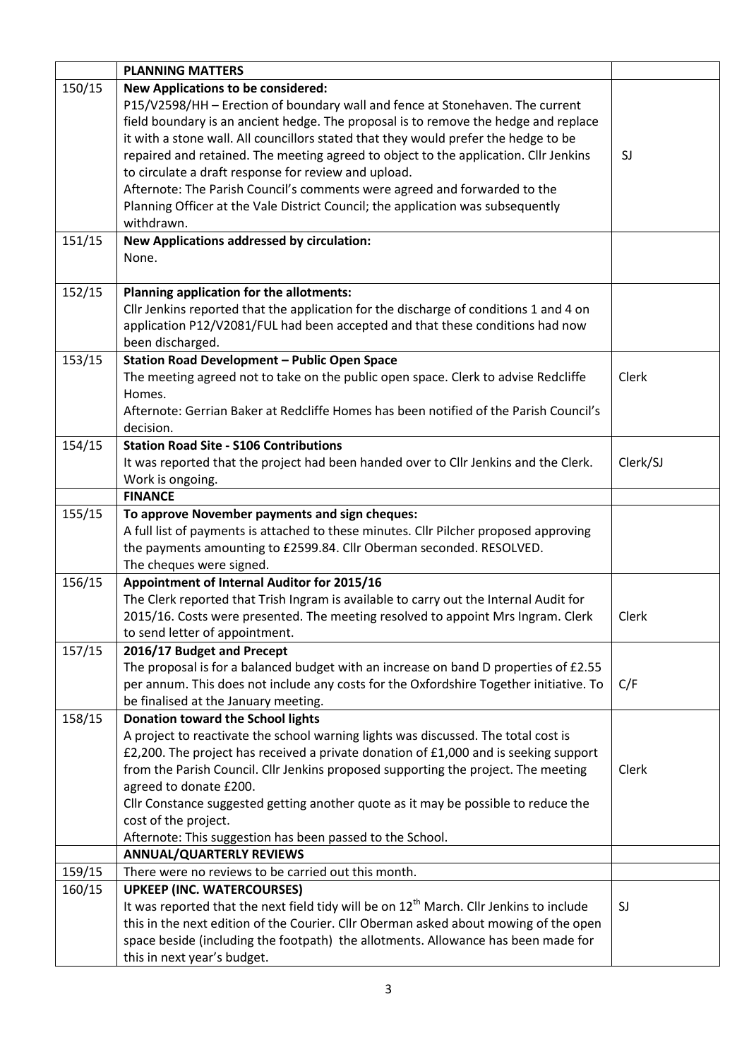| | **PLANNING MATTERS** | |
|---|---|---|
| 150/15 | **New Applications to be considered:**<br>P15/V2598/HH – Erection of boundary wall and fence at Stonehaven. The current field boundary is an ancient hedge. The proposal is to remove the hedge and replace it with a stone wall. All councillors stated that they would prefer the hedge to be repaired and retained. The meeting agreed to object to the application. Cllr Jenkins to circulate a draft response for review and upload.<br>Afternote: The Parish Council's comments were agreed and forwarded to the Planning Officer at the Vale District Council; the application was subsequently withdrawn. | SJ |
| 151/15 | **New Applications addressed by circulation:**<br>None. | |
| 152/15 | **Planning application for the allotments:**<br>Cllr Jenkins reported that the application for the discharge of conditions 1 and 4 on application P12/V2081/FUL had been accepted and that these conditions had now been discharged. | |
| 153/15 | **Station Road Development – Public Open Space**<br>The meeting agreed not to take on the public open space. Clerk to advise Redcliffe Homes.<br>Afternote: Gerrian Baker at Redcliffe Homes has been notified of the Parish Council's decision. | Clerk |
| 154/15 | **Station Road Site - S106 Contributions**<br>It was reported that the project had been handed over to Cllr Jenkins and the Clerk. Work is ongoing. | Clerk/SJ |
| | **FINANCE** | |
| 155/15 | **To approve November payments and sign cheques:**<br>A full list of payments is attached to these minutes. Cllr Pilcher proposed approving the payments amounting to £2599.84. Cllr Oberman seconded. RESOLVED.<br>The cheques were signed. | |
| 156/15 | **Appointment of Internal Auditor for 2015/16**<br>The Clerk reported that Trish Ingram is available to carry out the Internal Audit for 2015/16. Costs were presented. The meeting resolved to appoint Mrs Ingram. Clerk to send letter of appointment. | Clerk |
| 157/15 | **2016/17 Budget and Precept**<br>The proposal is for a balanced budget with an increase on band D properties of £2.55 per annum. This does not include any costs for the Oxfordshire Together initiative. To be finalised at the January meeting. | C/F |
| 158/15 | **Donation toward the School lights**<br>A project to reactivate the school warning lights was discussed. The total cost is £2,200. The project has received a private donation of £1,000 and is seeking support from the Parish Council. Cllr Jenkins proposed supporting the project. The meeting agreed to donate £200.<br>Cllr Constance suggested getting another quote as it may be possible to reduce the cost of the project.<br>Afternote: This suggestion has been passed to the School. | Clerk |
| | **ANNUAL/QUARTERLY REVIEWS** | |
| 159/15 | There were no reviews to be carried out this month. | |
| 160/15 | **UPKEEP (INC. WATERCOURSES)**<br>It was reported that the next field tidy will be on 12th March. Cllr Jenkins to include this in the next edition of the Courier. Cllr Oberman asked about mowing of the open space beside (including the footpath) the allotments. Allowance has been made for this in next year's budget. | SJ |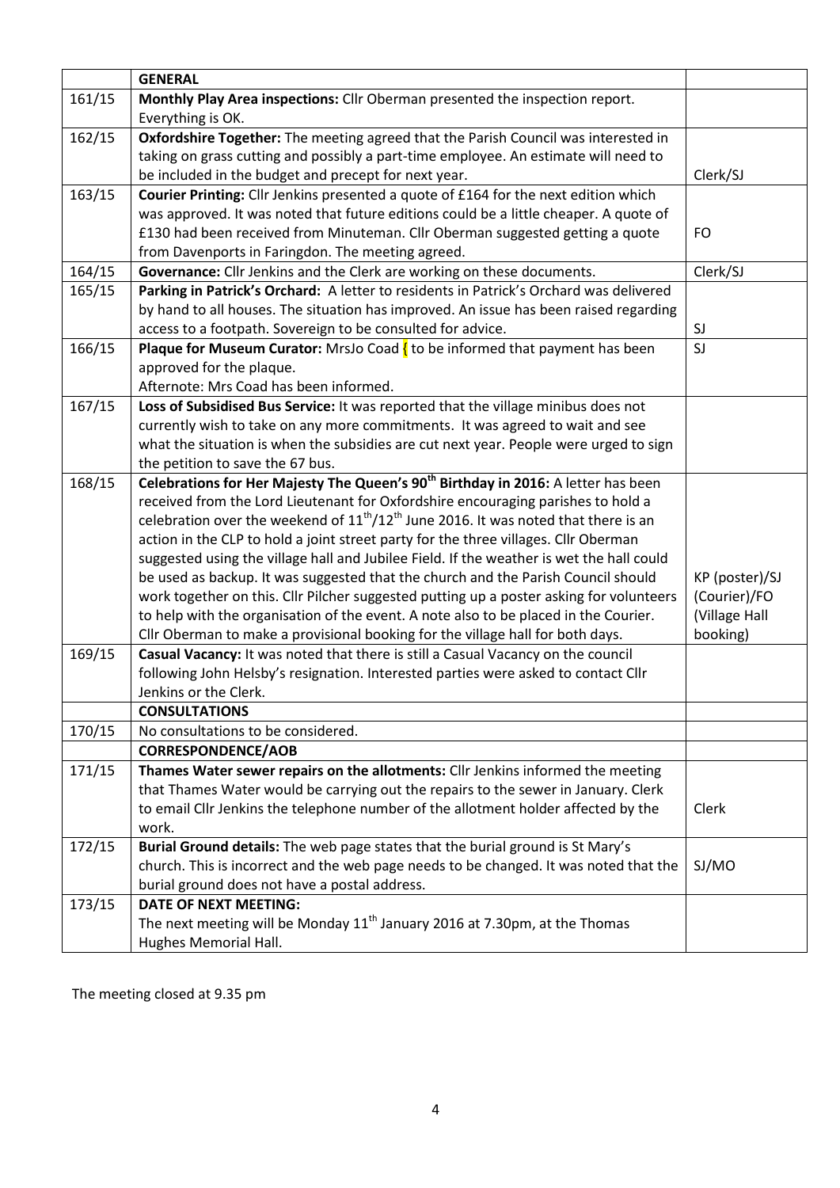| | | |
|---|---|---|
| | **GENERAL** | |
| 161/15 | **Monthly Play Area inspections:** Cllr Oberman presented the inspection report. Everything is OK. | |
| 162/15 | **Oxfordshire Together:** The meeting agreed that the Parish Council was interested in taking on grass cutting and possibly a part-time employee. An estimate will need to be included in the budget and precept for next year. | Clerk/SJ |
| 163/15 | **Courier Printing:** Cllr Jenkins presented a quote of £164 for the next edition which was approved. It was noted that future editions could be a little cheaper. A quote of £130 had been received from Minuteman. Cllr Oberman suggested getting a quote from Davenports in Faringdon. The meeting agreed. | FO |
| 164/15 | **Governance:** Cllr Jenkins and the Clerk are working on these documents. | Clerk/SJ |
| 165/15 | **Parking in Patrick's Orchard:** A letter to residents in Patrick's Orchard was delivered by hand to all houses. The situation has improved. An issue has been raised regarding access to a footpath. Sovereign to be consulted for advice. | SJ |
| 166/15 | **Plaque for Museum Curator:** MrsJo Coad { to be informed that payment has been approved for the plaque.<br>Afternote: Mrs Coad has been informed. | SJ |
| 167/15 | **Loss of Subsidised Bus Service:** It was reported that the village minibus does not currently wish to take on any more commitments. It was agreed to wait and see what the situation is when the subsidies are cut next year. People were urged to sign the petition to save the 67 bus. | |
| 168/15 | **Celebrations for Her Majesty The Queen's 90th Birthday in 2016:** A letter has been received from the Lord Lieutenant for Oxfordshire encouraging parishes to hold a celebration over the weekend of 11th/12th June 2016. It was noted that there is an action in the CLP to hold a joint street party for the three villages. Cllr Oberman suggested using the village hall and Jubilee Field. If the weather is wet the hall could be used as backup. It was suggested that the church and the Parish Council should work together on this. Cllr Pilcher suggested putting up a poster asking for volunteers to help with the organisation of the event. A note also to be placed in the Courier. Cllr Oberman to make a provisional booking for the village hall for both days. | KP (poster)/SJ (Courier)/FO (Village Hall booking) |
| 169/15 | **Casual Vacancy:** It was noted that there is still a Casual Vacancy on the council following John Helsby's resignation. Interested parties were asked to contact Cllr Jenkins or the Clerk. | |
| | **CONSULTATIONS** | |
| 170/15 | No consultations to be considered. | |
| | **CORRESPONDENCE/AOB** | |
| 171/15 | **Thames Water sewer repairs on the allotments:** Cllr Jenkins informed the meeting that Thames Water would be carrying out the repairs to the sewer in January. Clerk to email Cllr Jenkins the telephone number of the allotment holder affected by the work. | Clerk |
| 172/15 | **Burial Ground details:** The web page states that the burial ground is St Mary's church. This is incorrect and the web page needs to be changed. It was noted that the burial ground does not have a postal address. | SJ/MO |
| 173/15 | **DATE OF NEXT MEETING:**<br>The next meeting will be Monday 11th January 2016 at 7.30pm, at the Thomas Hughes Memorial Hall. | |

The meeting closed at 9.35 pm